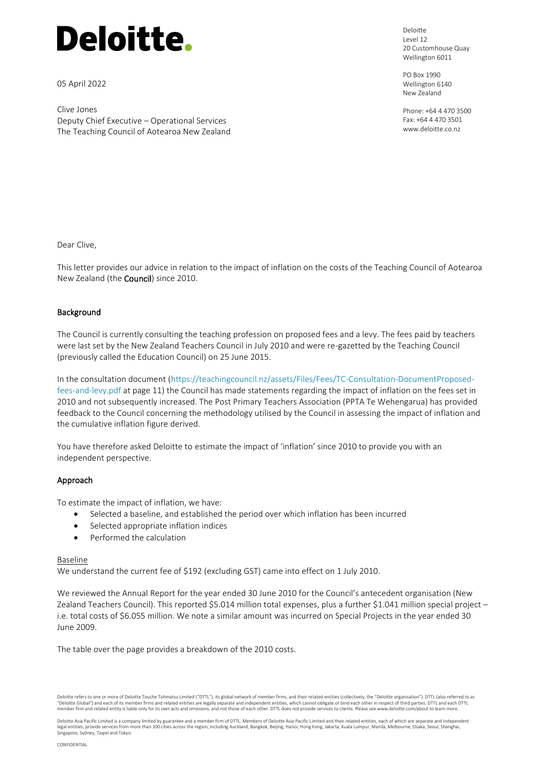# Deloitte.

05 April 2022

Clive Jones
Deputy Chief Executive – Operational Services
The Teaching Council of Aotearoa New Zealand

Deloitte
Level 12
20 Customhouse Quay
Wellington 6011

PO Box 1990
Wellington 6140
New Zealand

Phone: +64 4 470 3500
Fax: +64 4 470 3501
www.deloitte.co.nz

Dear Clive,

This letter provides our advice in relation to the impact of inflation on the costs of the Teaching Council of Aotearoa New Zealand (the **Council**) since 2010.

## Background

The Council is currently consulting the teaching profession on proposed fees and a levy. The fees paid by teachers were last set by the New Zealand Teachers Council in July 2010 and were re-gazetted by the Teaching Council (previously called the Education Council) on 25 June 2015.

In the consultation document (https://teachingcouncil.nz/assets/Files/Fees/TC-Consultation-DocumentProposed-fees-and-levy.pdf at page 11) the Council has made statements regarding the impact of inflation on the fees set in 2010 and not subsequently increased. The Post Primary Teachers Association (PPTA Te Wehengarua) has provided feedback to the Council concerning the methodology utilised by the Council in assessing the impact of inflation and the cumulative inflation figure derived.

You have therefore asked Deloitte to estimate the impact of 'inflation' since 2010 to provide you with an independent perspective.

## Approach

To estimate the impact of inflation, we have:

- Selected a baseline, and established the period over which inflation has been incurred
- Selected appropriate inflation indices
- Performed the calculation

### Baseline

We understand the current fee of $192 (excluding GST) came into effect on 1 July 2010.

We reviewed the Annual Report for the year ended 30 June 2010 for the Council's antecedent organisation (New Zealand Teachers Council). This reported $5.014 million total expenses, plus a further $1.041 million special project – i.e. total costs of $6.055 million. We note a similar amount was incurred on Special Projects in the year ended 30 June 2009.

The table over the page provides a breakdown of the 2010 costs.

Deloitte refers to one or more of Deloitte Touche Tohmatsu Limited ("DTTL"), its global network of member firms, and their related entities (collectively, the "Deloitte organisation"). DTTL (also referred to as "Deloitte Global") and each of its member firms and related entities are legally separate and independent entities, which cannot obligate or bind each other in respect of third parties. DTTL and each DTTL member firm and related entity is liable only for its own acts and omissions, and not those of each other. DTTL does not provide services to clients. Please see www.deloitte.com/about to learn more.

Deloitte Asia Pacific Limited is a company limited by guarantee and a member firm of DTTL. Members of Deloitte Asia Pacific Limited and their related entities, each of which are separate and independent legal entities, provide services from more than 100 cities across the region, including Auckland, Bangkok, Beijing, Hanoi, Hong Kong, Jakarta, Kuala Lumpur, Manila, Melbourne, Osaka, Seoul, Shanghai, Singapore, Sydney, Taipei and Tokyo.

CONFIDENTIAL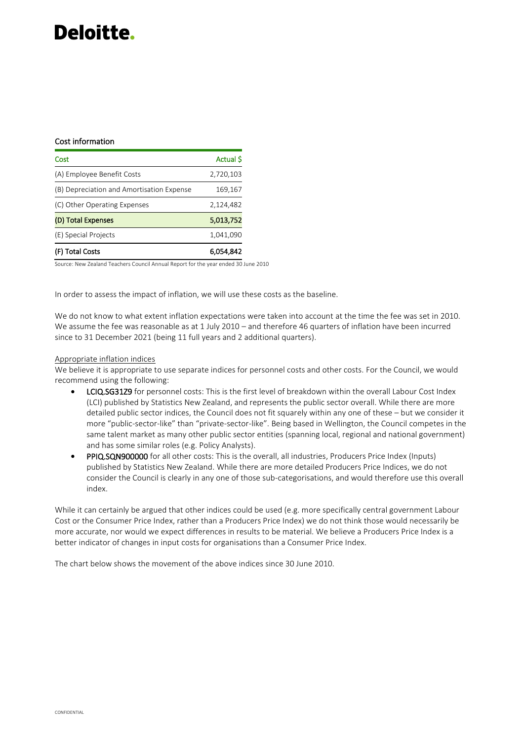Cost information

| Cost | Actual $ |
| --- | --- |
| (A) Employee Benefit Costs | 2,720,103 |
| (B) Depreciation and Amortisation Expense | 169,167 |
| (C) Other Operating Expenses | 2,124,482 |
| **(D) Total Expenses** | **5,013,752** |
| (E) Special Projects | 1,041,090 |
| **(F) Total Costs** | **6,054,842** |

Source: New Zealand Teachers Council Annual Report for the year ended 30 June 2010

In order to assess the impact of inflation, we will use these costs as the baseline.

We do not know to what extent inflation expectations were taken into account at the time the fee was set in 2010. We assume the fee was reasonable as at 1 July 2010 – and therefore 46 quarters of inflation have been incurred since to 31 December 2021 (being 11 full years and 2 additional quarters).

Appropriate inflation indices

We believe it is appropriate to use separate indices for personnel costs and other costs. For the Council, we would recommend using the following:

- **LCIQ.SG31Z9** for personnel costs: This is the first level of breakdown within the overall Labour Cost Index (LCI) published by Statistics New Zealand, and represents the public sector overall. While there are more detailed public sector indices, the Council does not fit squarely within any one of these – but we consider it more "public-sector-like" than "private-sector-like". Being based in Wellington, the Council competes in the same talent market as many other public sector entities (spanning local, regional and national government) and has some similar roles (e.g. Policy Analysts).
- **PPIQ.SQN900000** for all other costs: This is the overall, all industries, Producers Price Index (Inputs) published by Statistics New Zealand. While there are more detailed Producers Price Indices, we do not consider the Council is clearly in any one of those sub-categorisations, and would therefore use this overall index.

While it can certainly be argued that other indices could be used (e.g. more specifically central government Labour Cost or the Consumer Price Index, rather than a Producers Price Index) we do not think those would necessarily be more accurate, nor would we expect differences in results to be material. We believe a Producers Price Index is a better indicator of changes in input costs for organisations than a Consumer Price Index.

The chart below shows the movement of the above indices since 30 June 2010.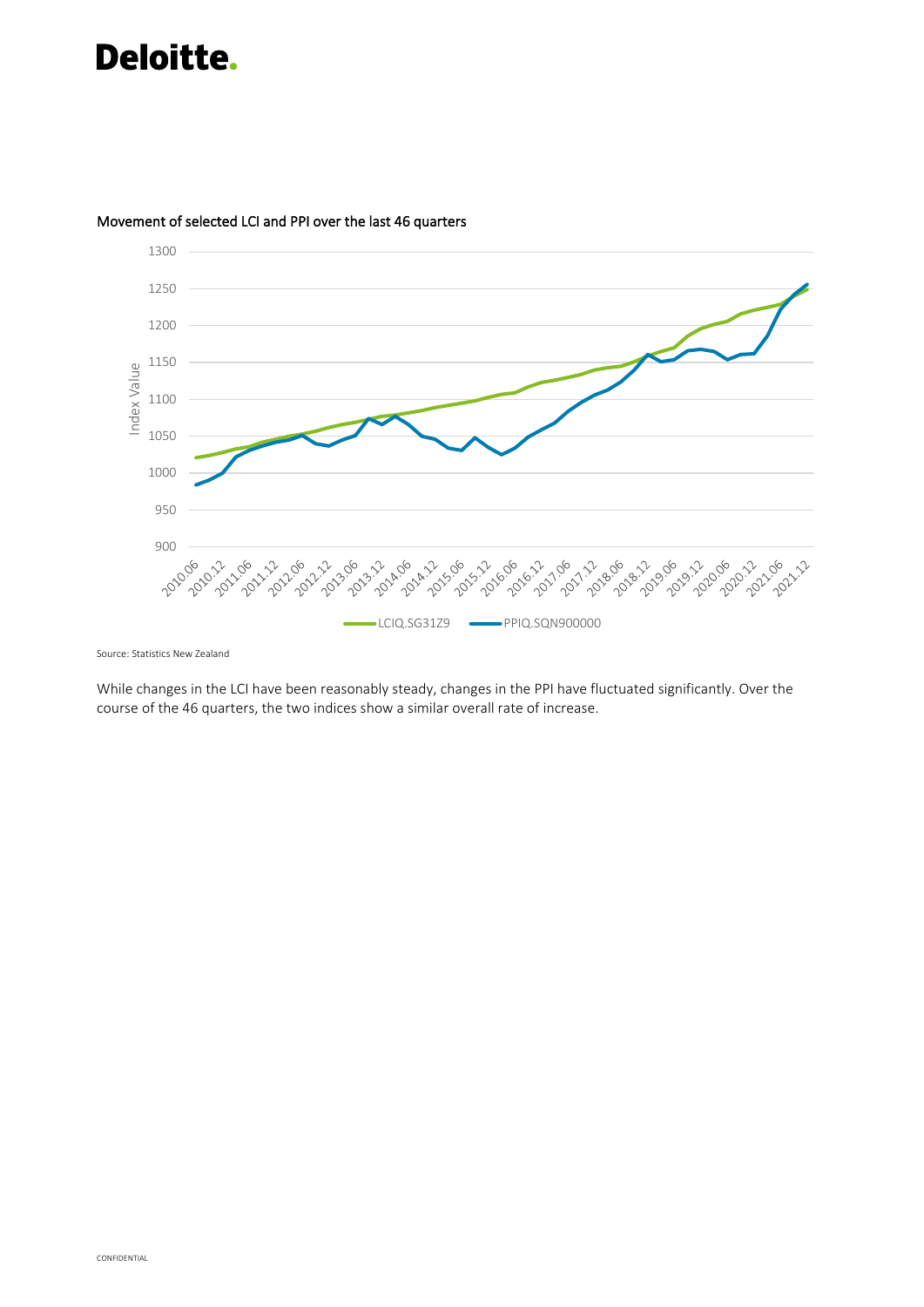Movement of selected LCI and PPI over the last 46 quarters

Source: Statistics New Zealand

While changes in the LCI have been reasonably steady, changes in the PPI have fluctuated significantly. Over the course of the 46 quarters, the two indices show a similar overall rate of increase.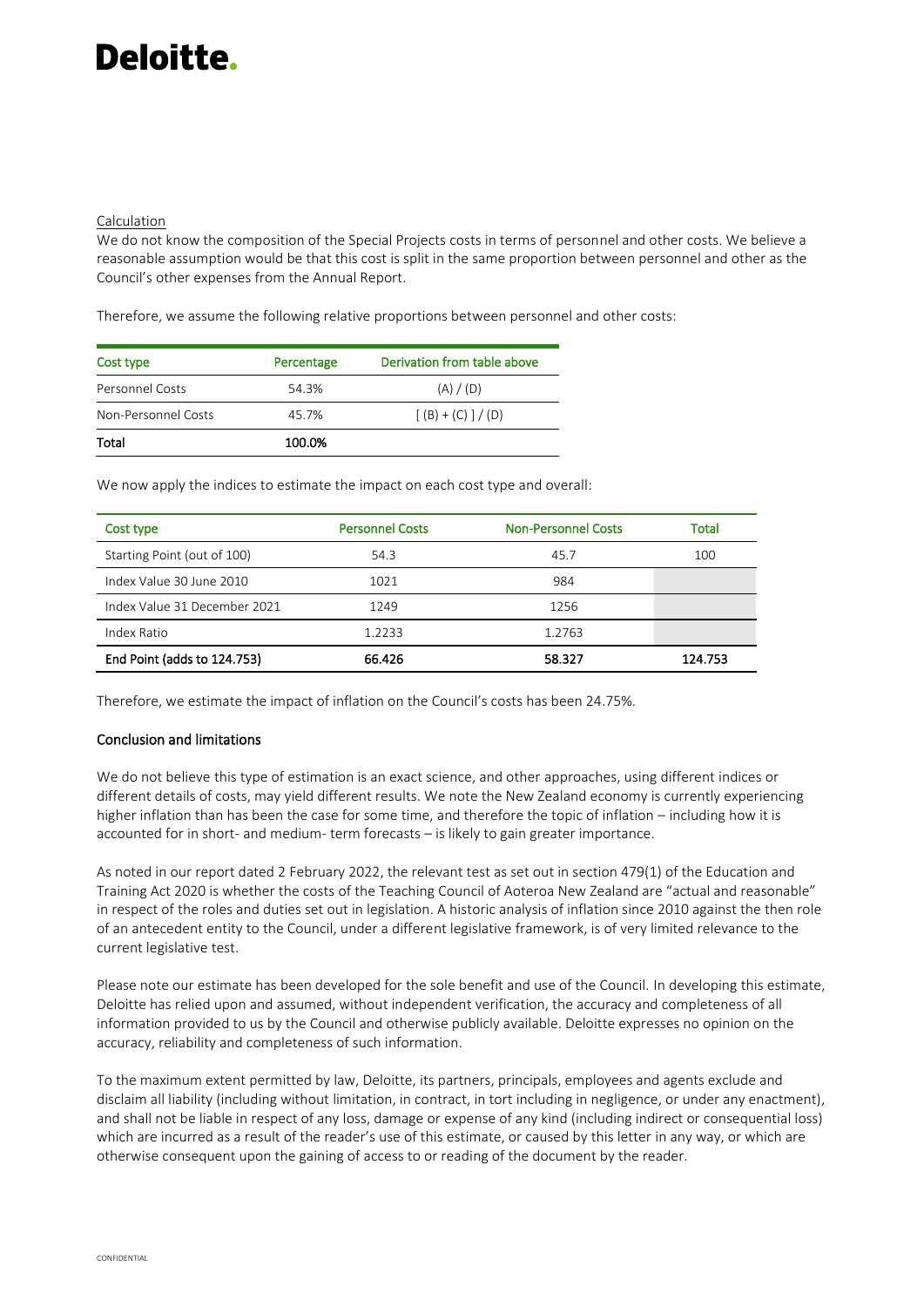Calculation

We do not know the composition of the Special Projects costs in terms of personnel and other costs. We believe a reasonable assumption would be that this cost is split in the same proportion between personnel and other as the Council's other expenses from the Annual Report.

Therefore, we assume the following relative proportions between personnel and other costs:

| Cost type | Percentage | Derivation from table above |
|---|---|---|
| Personnel Costs | 54.3% | (A) / (D) |
| Non-Personnel Costs | 45.7% | [ (B) + (C) ] / (D) |
| **Total** | **100.0%** | |

We now apply the indices to estimate the impact on each cost type and overall:

| Cost type | Personnel Costs | Non-Personnel Costs | Total |
|---|---|---|---|
| Starting Point (out of 100) | 54.3 | 45.7 | 100 |
| Index Value 30 June 2010 | 1021 | 984 | |
| Index Value 31 December 2021 | 1249 | 1256 | |
| Index Ratio | 1.2233 | 1.2763 | |
| **End Point (adds to 124.753)** | **66.426** | **58.327** | **124.753** |

Therefore, we estimate the impact of inflation on the Council's costs has been 24.75%.

### Conclusion and limitations

We do not believe this type of estimation is an exact science, and other approaches, using different indices or different details of costs, may yield different results. We note the New Zealand economy is currently experiencing higher inflation than has been the case for some time, and therefore the topic of inflation – including how it is accounted for in short- and medium- term forecasts – is likely to gain greater importance.

As noted in our report dated 2 February 2022, the relevant test as set out in section 479(1) of the Education and Training Act 2020 is whether the costs of the Teaching Council of Aotearoa New Zealand are "actual and reasonable" in respect of the roles and duties set out in legislation. A historic analysis of inflation since 2010 against the then role of an antecedent entity to the Council, under a different legislative framework, is of very limited relevance to the current legislative test.

Please note our estimate has been developed for the sole benefit and use of the Council. In developing this estimate, Deloitte has relied upon and assumed, without independent verification, the accuracy and completeness of all information provided to us by the Council and otherwise publicly available. Deloitte expresses no opinion on the accuracy, reliability and completeness of such information.

To the maximum extent permitted by law, Deloitte, its partners, principals, employees and agents exclude and disclaim all liability (including without limitation, in contract, in tort including in negligence, or under any enactment), and shall not be liable in respect of any loss, damage or expense of any kind (including indirect or consequential loss) which are incurred as a result of the reader's use of this estimate, or caused by this letter in any way, or which are otherwise consequent upon the gaining of access to or reading of the document by the reader.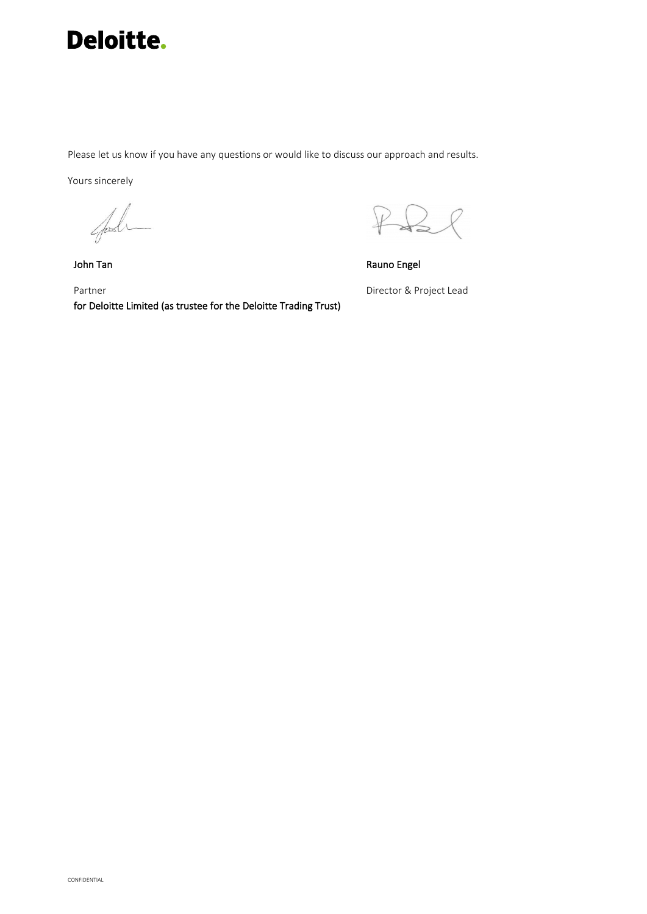Please let us know if you have any questions or would like to discuss our approach and results.

Yours sincerely

**John Tan**

Partner

**for Deloitte Limited (as trustee for the Deloitte Trading Trust)**

**Rauno Engel**

Director & Project Lead